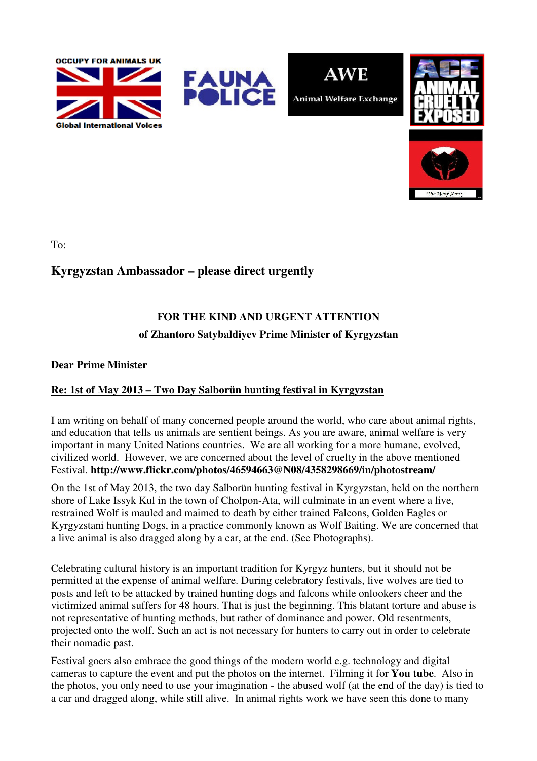OCCUPY FOR ANIMALS UK
Global International Voices

FAUNA POLICE

AWE
Animal Welfare Exchange

ACE ANIMAL CRUELTY EXPOSED

The Wolf Army

To:

## Kyrgyzstan Ambassador – please direct urgently

**FOR THE KIND AND URGENT ATTENTION**

**of Zhantoro Satybaldiyev Prime Minister of Kyrgyzstan**

**Dear Prime Minister**

**Re: 1st of May 2013 – Two Day Salborün hunting festival in Kyrgyzstan**

I am writing on behalf of many concerned people around the world, who care about animal rights, and education that tells us animals are sentient beings. As you are aware, animal welfare is very important in many United Nations countries. We are all working for a more humane, evolved, civilized world. However, we are concerned about the level of cruelty in the above mentioned Festival. **http://www.flickr.com/photos/46594663@N08/4358298669/in/photostream/**

On the 1st of May 2013, the two day Salborün hunting festival in Kyrgyzstan, held on the northern shore of Lake Issyk Kul in the town of Cholpon-Ata, will culminate in an event where a live, restrained Wolf is mauled and maimed to death by either trained Falcons, Golden Eagles or Kyrgyzstani hunting Dogs, in a practice commonly known as Wolf Baiting. We are concerned that a live animal is also dragged along by a car, at the end. (See Photographs).

Celebrating cultural history is an important tradition for Kyrgyz hunters, but it should not be permitted at the expense of animal welfare. During celebratory festivals, live wolves are tied to posts and left to be attacked by trained hunting dogs and falcons while onlookers cheer and the victimized animal suffers for 48 hours. That is just the beginning. This blatant torture and abuse is not representative of hunting methods, but rather of dominance and power. Old resentments, projected onto the wolf. Such an act is not necessary for hunters to carry out in order to celebrate their nomadic past.

Festival goers also embrace the good things of the modern world e.g. technology and digital cameras to capture the event and put the photos on the internet. Filming it for **You tube**. Also in the photos, you only need to use your imagination - the abused wolf (at the end of the day) is tied to a car and dragged along, while still alive. In animal rights work we have seen this done to many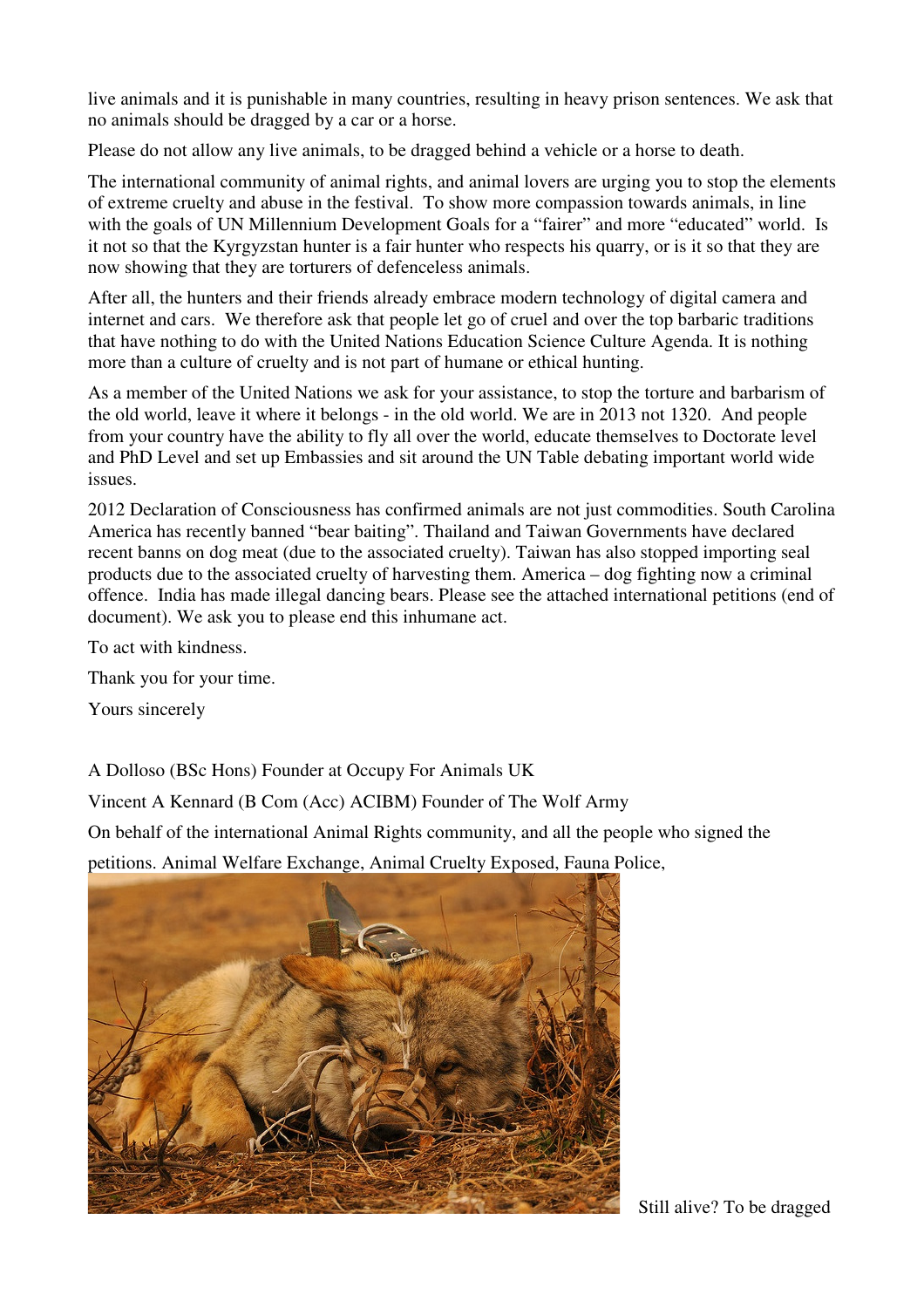live animals and it is punishable in many countries, resulting in heavy prison sentences. We ask that no animals should be dragged by a car or a horse.

Please do not allow any live animals, to be dragged behind a vehicle or a horse to death.

The international community of animal rights, and animal lovers are urging you to stop the elements of extreme cruelty and abuse in the festival. To show more compassion towards animals, in line with the goals of UN Millennium Development Goals for a "fairer" and more "educated" world. Is it not so that the Kyrgyzstan hunter is a fair hunter who respects his quarry, or is it so that they are now showing that they are torturers of defenceless animals.

After all, the hunters and their friends already embrace modern technology of digital camera and internet and cars. We therefore ask that people let go of cruel and over the top barbaric traditions that have nothing to do with the United Nations Education Science Culture Agenda. It is nothing more than a culture of cruelty and is not part of humane or ethical hunting.

As a member of the United Nations we ask for your assistance, to stop the torture and barbarism of the old world, leave it where it belongs - in the old world. We are in 2013 not 1320. And people from your country have the ability to fly all over the world, educate themselves to Doctorate level and PhD Level and set up Embassies and sit around the UN Table debating important world wide issues.

2012 Declaration of Consciousness has confirmed animals are not just commodities. South Carolina America has recently banned "bear baiting". Thailand and Taiwan Governments have declared recent banns on dog meat (due to the associated cruelty). Taiwan has also stopped importing seal products due to the associated cruelty of harvesting them. America – dog fighting now a criminal offence. India has made illegal dancing bears. Please see the attached international petitions (end of document). We ask you to please end this inhumane act.

To act with kindness.

Thank you for your time.

Yours sincerely

A Dolloso (BSc Hons) Founder at Occupy For Animals UK

Vincent A Kennard (B Com (Acc) ACIBM) Founder of The Wolf Army

On behalf of the international Animal Rights community, and all the people who signed the petitions. Animal Welfare Exchange, Animal Cruelty Exposed, Fauna Police,

Still alive? To be dragged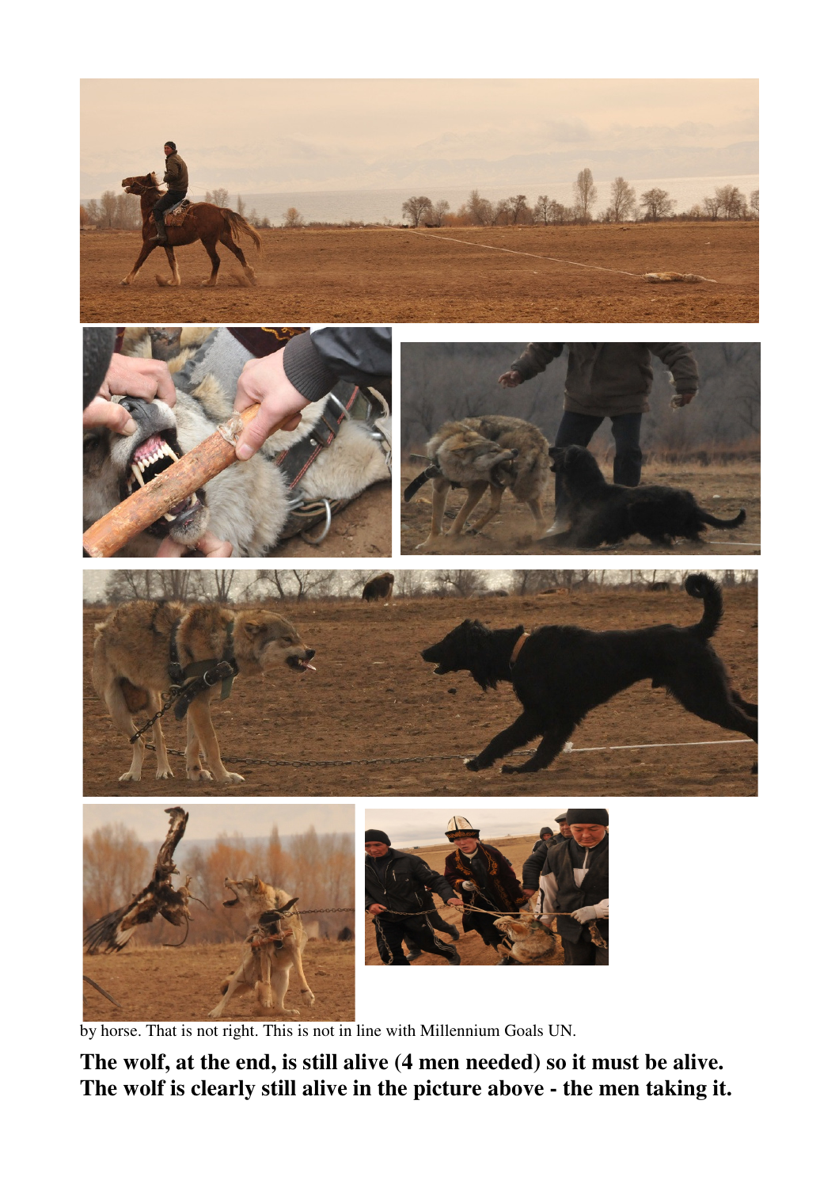by horse. That is not right. This is not in line with Millennium Goals UN.

**The wolf, at the end, is still alive (4 men needed) so it must be alive. The wolf is clearly still alive in the picture above - the men taking it.**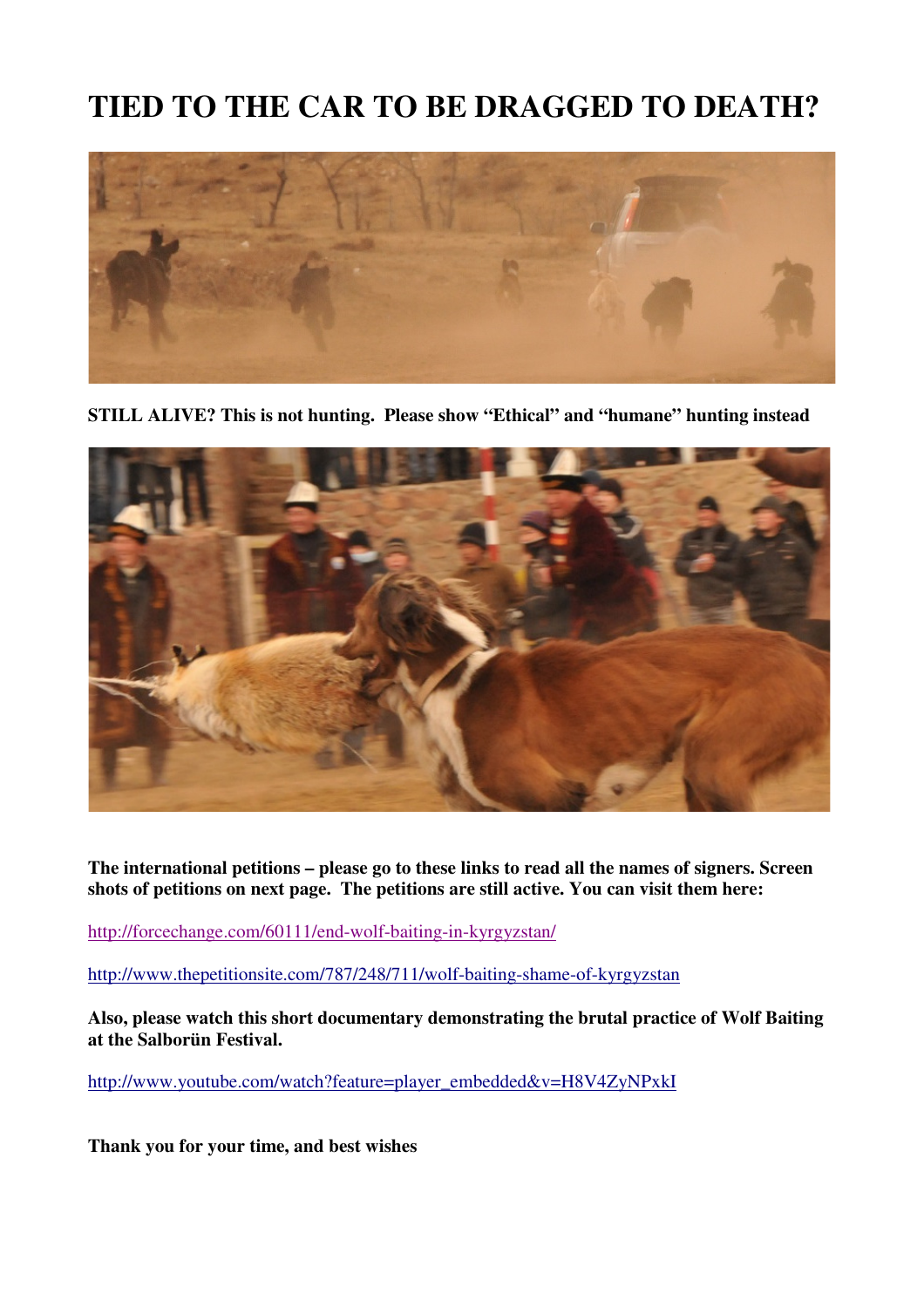# TIED TO THE CAR TO BE DRAGGED TO DEATH?

**STILL ALIVE? This is not hunting. Please show "Ethical" and "humane" hunting instead**

**The international petitions – please go to these links to read all the names of signers. Screen shots of petitions on next page. The petitions are still active. You can visit them here:**

http://forcechange.com/60111/end-wolf-baiting-in-kyrgyzstan/

http://www.thepetitionsite.com/787/248/711/wolf-baiting-shame-of-kyrgyzstan

**Also, please watch this short documentary demonstrating the brutal practice of Wolf Baiting at the Salborün Festival.**

http://www.youtube.com/watch?feature=player_embedded&v=H8V4ZyNPxkI

**Thank you for your time, and best wishes**